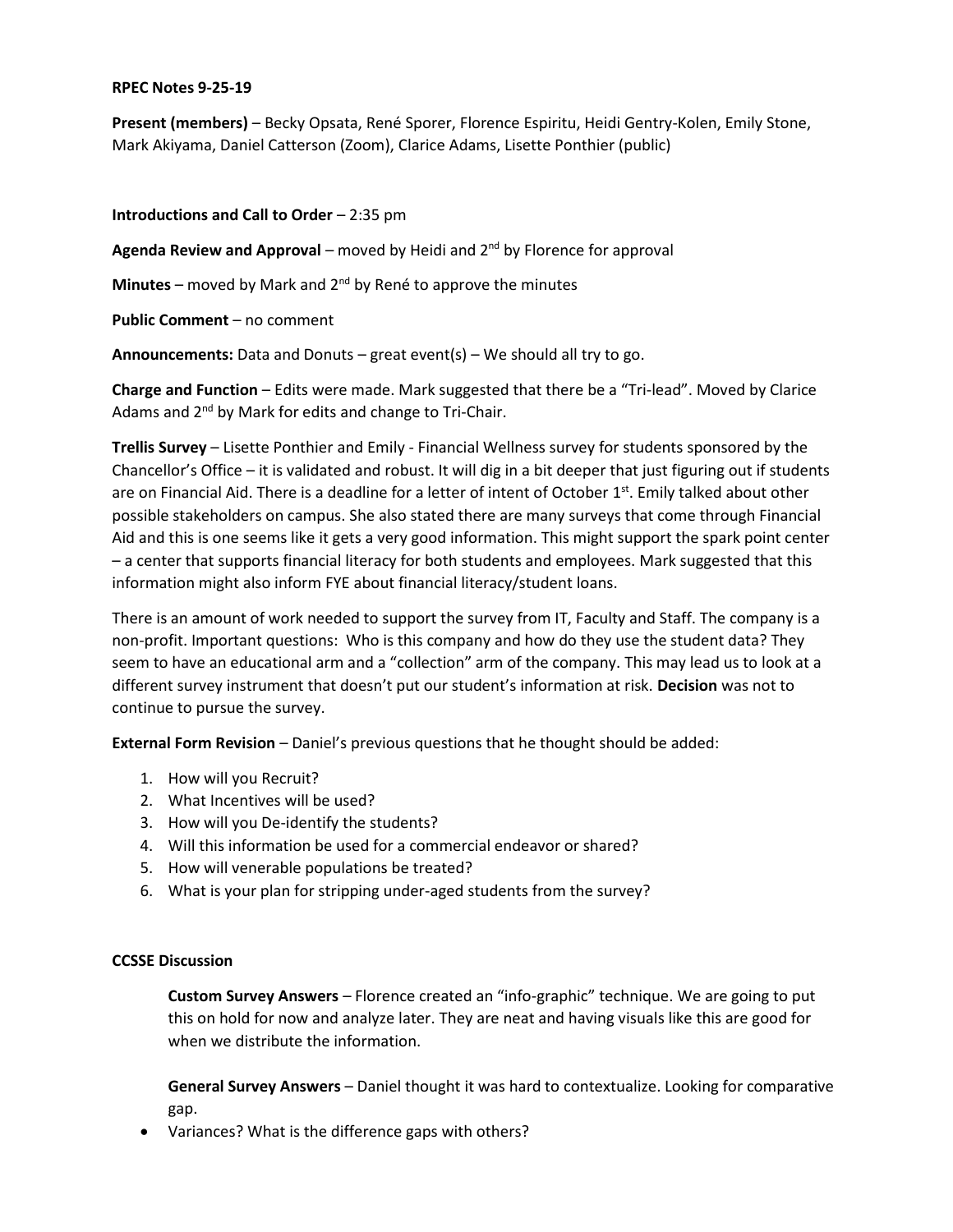**RPEC Notes 9-25-19**

**Present (members)** – Becky Opsata, René Sporer, Florence Espiritu, Heidi Gentry-Kolen, Emily Stone, Mark Akiyama, Daniel Catterson (Zoom), Clarice Adams, Lisette Ponthier (public)

**Introductions and Call to Order** – 2:35 pm

**Agenda Review and Approval** – moved by Heidi and 2nd by Florence for approval

**Minutes** – moved by Mark and 2nd by René to approve the minutes

**Public Comment** – no comment

**Announcements:** Data and Donuts – great event(s) – We should all try to go.

**Charge and Function** – Edits were made. Mark suggested that there be a "Tri-lead". Moved by Clarice Adams and 2nd by Mark for edits and change to Tri-Chair.

**Trellis Survey** – Lisette Ponthier and Emily - Financial Wellness survey for students sponsored by the Chancellor's Office – it is validated and robust. It will dig in a bit deeper that just figuring out if students are on Financial Aid. There is a deadline for a letter of intent of October 1st. Emily talked about other possible stakeholders on campus. She also stated there are many surveys that come through Financial Aid and this is one seems like it gets a very good information. This might support the spark point center – a center that supports financial literacy for both students and employees. Mark suggested that this information might also inform FYE about financial literacy/student loans.

There is an amount of work needed to support the survey from IT, Faculty and Staff. The company is a non-profit. Important questions: Who is this company and how do they use the student data? They seem to have an educational arm and a "collection" arm of the company. This may lead us to look at a different survey instrument that doesn't put our student's information at risk. **Decision** was not to continue to pursue the survey.

**External Form Revision** – Daniel's previous questions that he thought should be added:

1. How will you Recruit?
2. What Incentives will be used?
3. How will you De-identify the students?
4. Will this information be used for a commercial endeavor or shared?
5. How will venerable populations be treated?
6. What is your plan for stripping under-aged students from the survey?

**CCSSE Discussion**

**Custom Survey Answers** – Florence created an "info-graphic" technique. We are going to put this on hold for now and analyze later. They are neat and having visuals like this are good for when we distribute the information.

**General Survey Answers** – Daniel thought it was hard to contextualize. Looking for comparative gap.

- Variances? What is the difference gaps with others?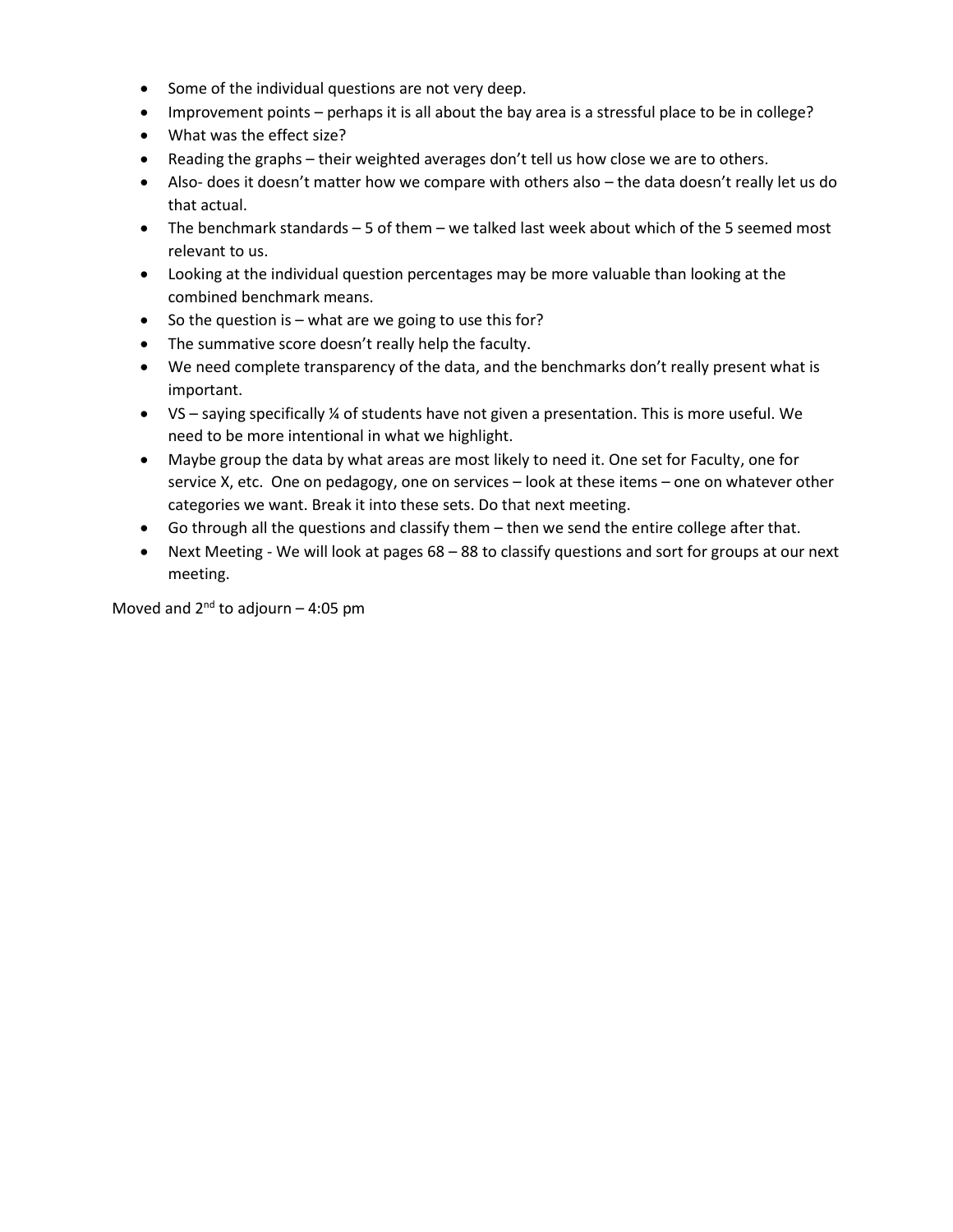- Some of the individual questions are not very deep.
- Improvement points – perhaps it is all about the bay area is a stressful place to be in college?
- What was the effect size?
- Reading the graphs – their weighted averages don't tell us how close we are to others.
- Also- does it doesn't matter how we compare with others also – the data doesn't really let us do that actual.
- The benchmark standards – 5 of them – we talked last week about which of the 5 seemed most relevant to us.
- Looking at the individual question percentages may be more valuable than looking at the combined benchmark means.
- So the question is – what are we going to use this for?
- The summative score doesn't really help the faculty.
- We need complete transparency of the data, and the benchmarks don't really present what is important.
- VS – saying specifically ¼ of students have not given a presentation. This is more useful. We need to be more intentional in what we highlight.
- Maybe group the data by what areas are most likely to need it. One set for Faculty, one for service X, etc. One on pedagogy, one on services – look at these items – one on whatever other categories we want. Break it into these sets. Do that next meeting.
- Go through all the questions and classify them – then we send the entire college after that.
- Next Meeting - We will look at pages 68 – 88 to classify questions and sort for groups at our next meeting.

Moved and 2nd to adjourn – 4:05 pm